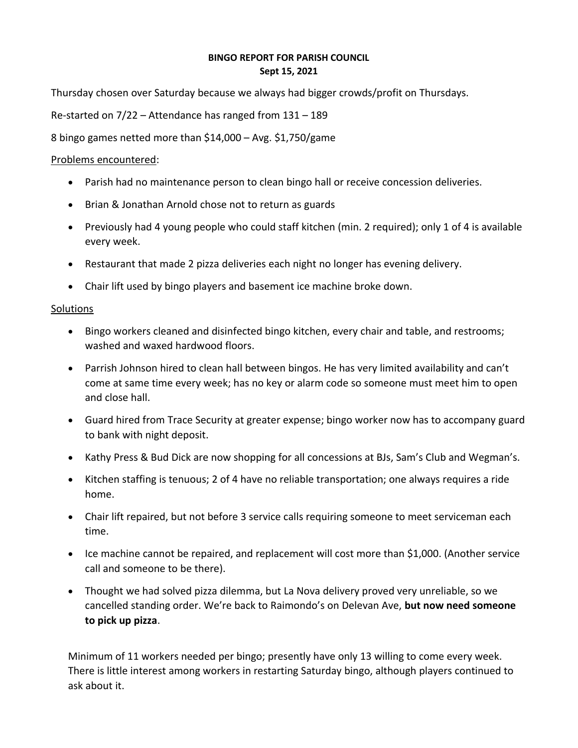**BINGO REPORT FOR PARISH COUNCIL**
**Sept 15, 2021**

Thursday chosen over Saturday because we always had bigger crowds/profit on Thursdays.

Re-started on 7/22 – Attendance has ranged from 131 – 189

8 bingo games netted more than $14,000 – Avg. $1,750/game

Problems encountered:

- Parish had no maintenance person to clean bingo hall or receive concession deliveries.
- Brian & Jonathan Arnold chose not to return as guards
- Previously had 4 young people who could staff kitchen (min. 2 required); only 1 of 4 is available every week.
- Restaurant that made 2 pizza deliveries each night no longer has evening delivery.
- Chair lift used by bingo players and basement ice machine broke down.

Solutions

- Bingo workers cleaned and disinfected bingo kitchen, every chair and table, and restrooms; washed and waxed hardwood floors.
- Parrish Johnson hired to clean hall between bingos. He has very limited availability and can't come at same time every week; has no key or alarm code so someone must meet him to open and close hall.
- Guard hired from Trace Security at greater expense; bingo worker now has to accompany guard to bank with night deposit.
- Kathy Press & Bud Dick are now shopping for all concessions at BJs, Sam's Club and Wegman's.
- Kitchen staffing is tenuous; 2 of 4 have no reliable transportation; one always requires a ride home.
- Chair lift repaired, but not before 3 service calls requiring someone to meet serviceman each time.
- Ice machine cannot be repaired, and replacement will cost more than $1,000. (Another service call and someone to be there).
- Thought we had solved pizza dilemma, but La Nova delivery proved very unreliable, so we cancelled standing order. We're back to Raimondo's on Delevan Ave, **but now need someone to pick up pizza**.

Minimum of 11 workers needed per bingo; presently have only 13 willing to come every week. There is little interest among workers in restarting Saturday bingo, although players continued to ask about it.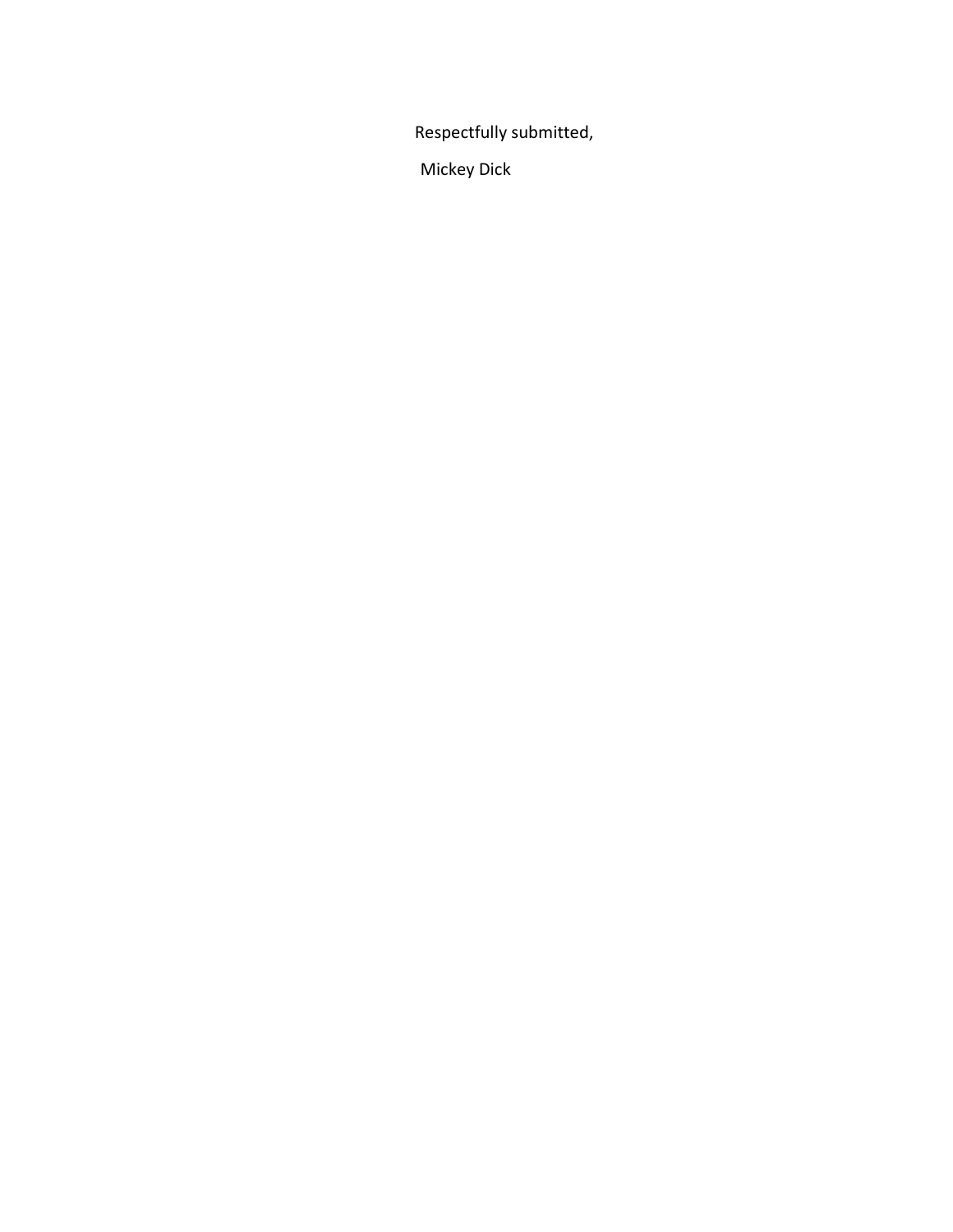Respectfully submitted,

Mickey Dick